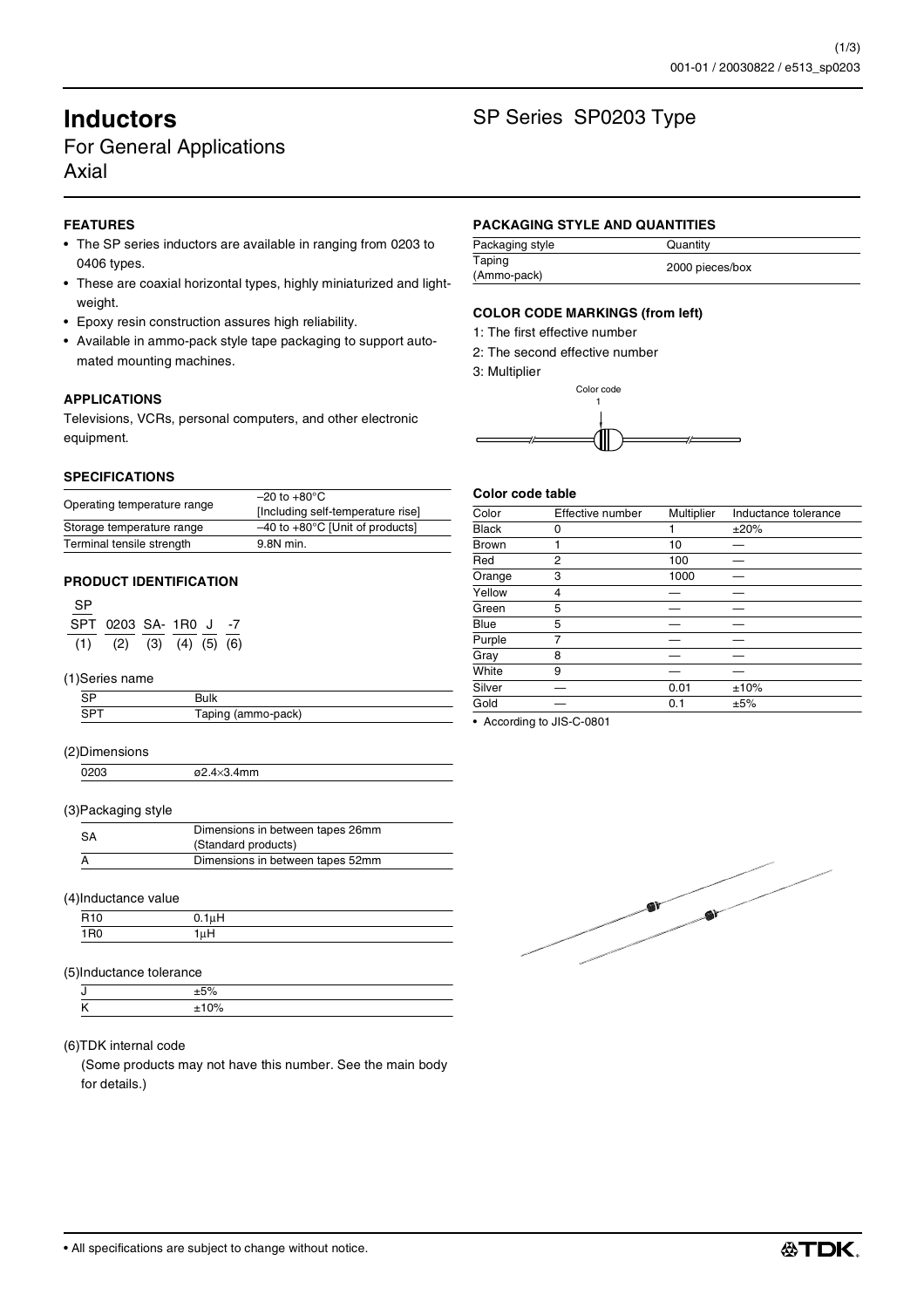# Inductors

For General Applications
Axial

## SP Series SP0203 Type

### FEATURES

- The SP series inductors are available in ranging from 0203 to 0406 types.
- These are coaxial horizontal types, highly miniaturized and lightweight.
- Epoxy resin construction assures high reliability.
- Available in ammo-pack style tape packaging to support automated mounting machines.

### APPLICATIONS

Televisions, VCRs, personal computers, and other electronic equipment.

### SPECIFICATIONS

| | |
|---|---|
| Operating temperature range | –20 to +80°C [Including self-temperature rise] |
| Storage temperature range | –40 to +80°C [Unit of products] |
| Terminal tensile strength | 9.8N min. |

### PRODUCT IDENTIFICATION

```
SP
SPT  0203  SA-  1R0  J   -7
(1)  (2)   (3)  (4)  (5) (6)
```

(1)Series name

| | |
|---|---|
| SP | Bulk |
| SPT | Taping (ammo-pack) |

(2)Dimensions

| | |
|---|---|
| 0203 | ø2.4×3.4mm |

(3)Packaging style

| | |
|---|---|
| SA | Dimensions in between tapes 26mm (Standard products) |
| A | Dimensions in between tapes 52mm |

(4)Inductance value

| | |
|---|---|
| R10 | 0.1μH |
| 1R0 | 1μH |

(5)Inductance tolerance

| | |
|---|---|
| J | ±5% |
| K | ±10% |

(6)TDK internal code

(Some products may not have this number. See the main body for details.)

### PACKAGING STYLE AND QUANTITIES

| Packaging style | Quantity |
|---|---|
| Taping (Ammo-pack) | 2000 pieces/box |

### COLOR CODE MARKINGS (from left)

1: The first effective number
2: The second effective number
3: Multiplier

Color code
1

#### Color code table

| Color | Effective number | Multiplier | Inductance tolerance |
|---|---|---|---|
| Black | 0 | 1 | ±20% |
| Brown | 1 | 10 | — |
| Red | 2 | 100 | — |
| Orange | 3 | 1000 | — |
| Yellow | 4 | — | — |
| Green | 5 | — | — |
| Blue | 5 | — | — |
| Purple | 7 | — | — |
| Gray | 8 | — | — |
| White | 9 | — | — |
| Silver | — | 0.01 | ±10% |
| Gold | — | 0.1 | ±5% |

- According to JIS-C-0801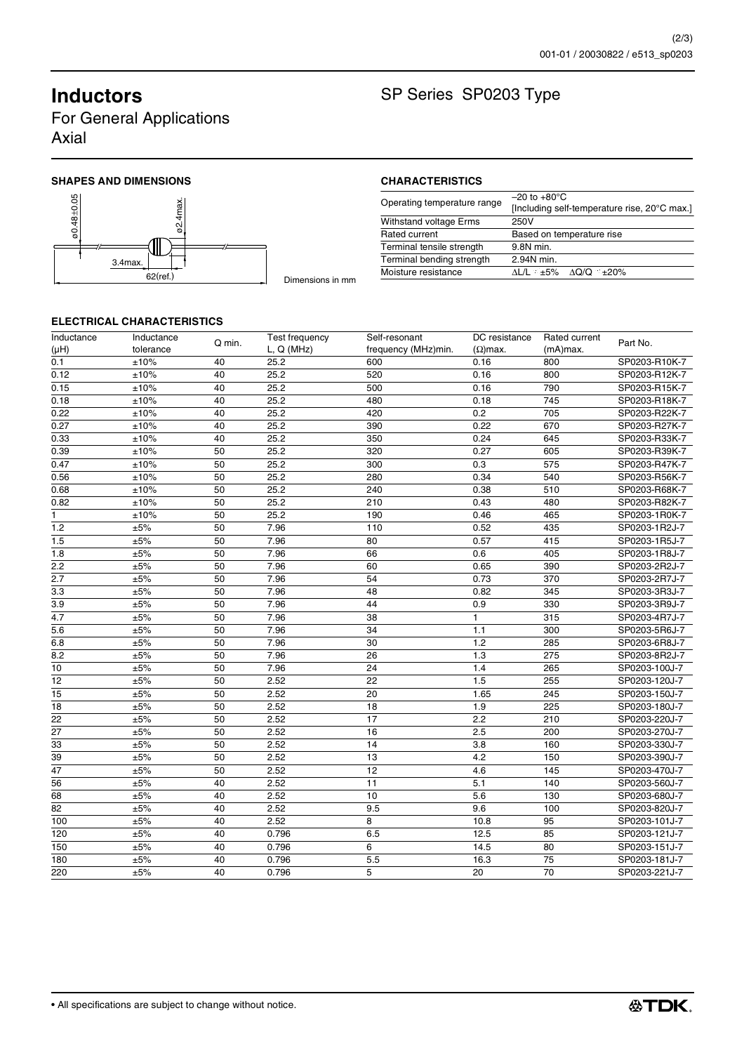# Inductors

## For General Applications

## Axial

# SP Series SP0203 Type

### SHAPES AND DIMENSIONS

ø0.48±0.05

ø2.4max.

3.4max.

62(ref.)

Dimensions in mm

### CHARACTERISTICS

| | |
|---|---|
| Operating temperature range | –20 to +80°C [Including self-temperature rise, 20°C max.] |
| Withstand voltage Erms | 250V |
| Rated current | Based on temperature rise |
| Terminal tensile strength | 9.8N min. |
| Terminal bending strength | 2.94N min. |
| Moisture resistance | ΔL/L : ±5% ΔQ/Q : ±20% |

### ELECTRICAL CHARACTERISTICS

| Inductance (μH) | Inductance tolerance | Q min. | Test frequency L, Q (MHz) | Self-resonant frequency (MHz)min. | DC resistance (Ω)max. | Rated current (mA)max. | Part No. |
|---|---|---|---|---|---|---|---|
| 0.1 | ±10% | 40 | 25.2 | 600 | 0.16 | 800 | SP0203-R10K-7 |
| 0.12 | ±10% | 40 | 25.2 | 520 | 0.16 | 800 | SP0203-R12K-7 |
| 0.15 | ±10% | 40 | 25.2 | 500 | 0.16 | 790 | SP0203-R15K-7 |
| 0.18 | ±10% | 40 | 25.2 | 480 | 0.18 | 745 | SP0203-R18K-7 |
| 0.22 | ±10% | 40 | 25.2 | 420 | 0.2 | 705 | SP0203-R22K-7 |
| 0.27 | ±10% | 40 | 25.2 | 390 | 0.22 | 670 | SP0203-R27K-7 |
| 0.33 | ±10% | 40 | 25.2 | 350 | 0.24 | 645 | SP0203-R33K-7 |
| 0.39 | ±10% | 50 | 25.2 | 320 | 0.27 | 605 | SP0203-R39K-7 |
| 0.47 | ±10% | 50 | 25.2 | 300 | 0.3 | 575 | SP0203-R47K-7 |
| 0.56 | ±10% | 50 | 25.2 | 280 | 0.34 | 540 | SP0203-R56K-7 |
| 0.68 | ±10% | 50 | 25.2 | 240 | 0.38 | 510 | SP0203-R68K-7 |
| 0.82 | ±10% | 50 | 25.2 | 210 | 0.43 | 480 | SP0203-R82K-7 |
| 1 | ±10% | 50 | 25.2 | 190 | 0.46 | 465 | SP0203-1R0K-7 |
| 1.2 | ±5% | 50 | 7.96 | 110 | 0.52 | 435 | SP0203-1R2J-7 |
| 1.5 | ±5% | 50 | 7.96 | 80 | 0.57 | 415 | SP0203-1R5J-7 |
| 1.8 | ±5% | 50 | 7.96 | 66 | 0.6 | 405 | SP0203-1R8J-7 |
| 2.2 | ±5% | 50 | 7.96 | 60 | 0.65 | 390 | SP0203-2R2J-7 |
| 2.7 | ±5% | 50 | 7.96 | 54 | 0.73 | 370 | SP0203-2R7J-7 |
| 3.3 | ±5% | 50 | 7.96 | 48 | 0.82 | 345 | SP0203-3R3J-7 |
| 3.9 | ±5% | 50 | 7.96 | 44 | 0.9 | 330 | SP0203-3R9J-7 |
| 4.7 | ±5% | 50 | 7.96 | 38 | 1 | 315 | SP0203-4R7J-7 |
| 5.6 | ±5% | 50 | 7.96 | 34 | 1.1 | 300 | SP0203-5R6J-7 |
| 6.8 | ±5% | 50 | 7.96 | 30 | 1.2 | 285 | SP0203-6R8J-7 |
| 8.2 | ±5% | 50 | 7.96 | 26 | 1.3 | 275 | SP0203-8R2J-7 |
| 10 | ±5% | 50 | 7.96 | 24 | 1.4 | 265 | SP0203-100J-7 |
| 12 | ±5% | 50 | 2.52 | 22 | 1.5 | 255 | SP0203-120J-7 |
| 15 | ±5% | 50 | 2.52 | 20 | 1.65 | 245 | SP0203-150J-7 |
| 18 | ±5% | 50 | 2.52 | 18 | 1.9 | 225 | SP0203-180J-7 |
| 22 | ±5% | 50 | 2.52 | 17 | 2.2 | 210 | SP0203-220J-7 |
| 27 | ±5% | 50 | 2.52 | 16 | 2.5 | 200 | SP0203-270J-7 |
| 33 | ±5% | 50 | 2.52 | 14 | 3.8 | 160 | SP0203-330J-7 |
| 39 | ±5% | 50 | 2.52 | 13 | 4.2 | 150 | SP0203-390J-7 |
| 47 | ±5% | 50 | 2.52 | 12 | 4.6 | 145 | SP0203-470J-7 |
| 56 | ±5% | 40 | 2.52 | 11 | 5.1 | 140 | SP0203-560J-7 |
| 68 | ±5% | 40 | 2.52 | 10 | 5.6 | 130 | SP0203-680J-7 |
| 82 | ±5% | 40 | 2.52 | 9.5 | 9.6 | 100 | SP0203-820J-7 |
| 100 | ±5% | 40 | 2.52 | 8 | 10.8 | 95 | SP0203-101J-7 |
| 120 | ±5% | 40 | 0.796 | 6.5 | 12.5 | 85 | SP0203-121J-7 |
| 150 | ±5% | 40 | 0.796 | 6 | 14.5 | 80 | SP0203-151J-7 |
| 180 | ±5% | 40 | 0.796 | 5.5 | 16.3 | 75 | SP0203-181J-7 |
| 220 | ±5% | 40 | 0.796 | 5 | 20 | 70 | SP0203-221J-7 |

• All specifications are subject to change without notice.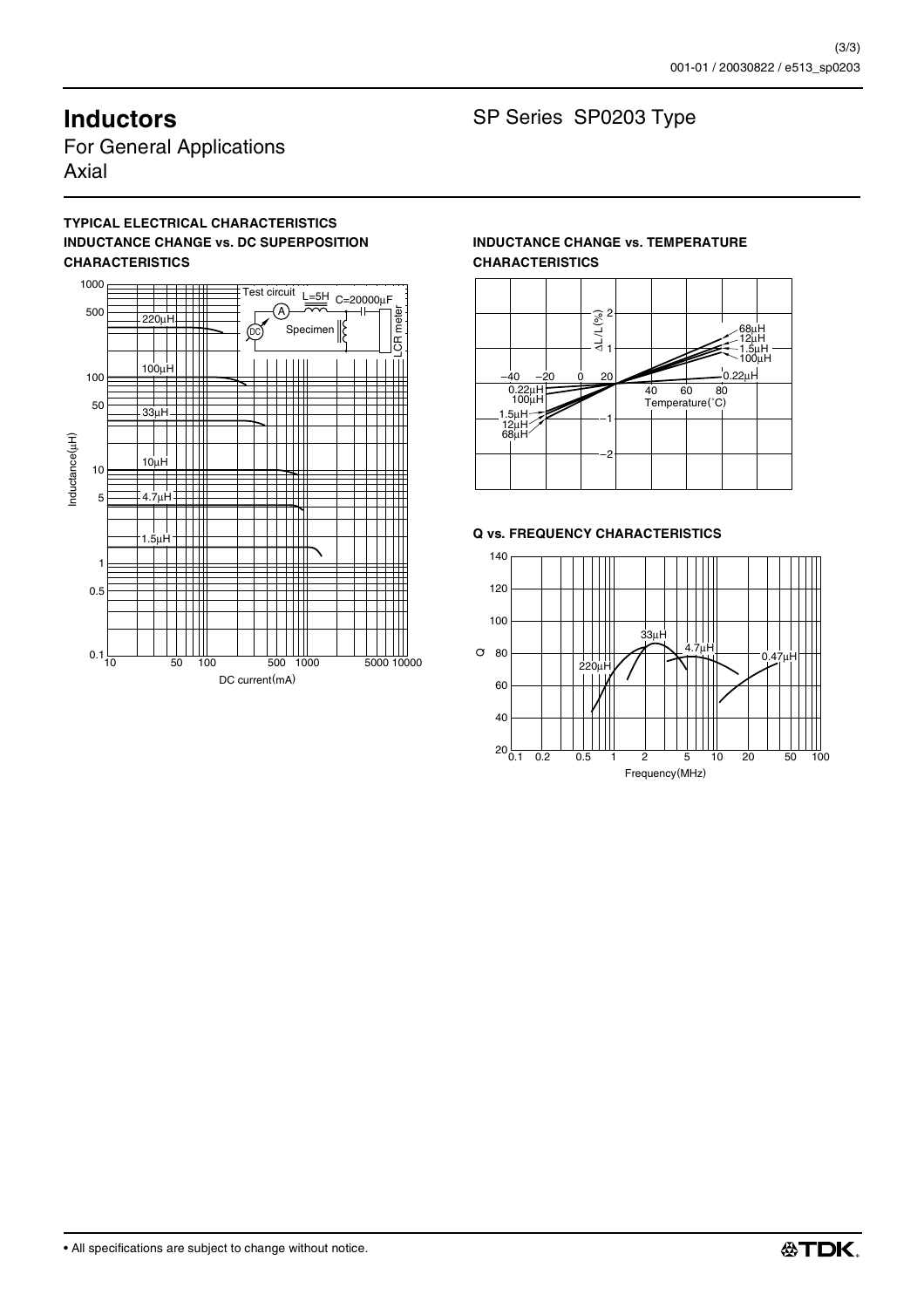# Inductors

For General Applications
Axial

## SP Series SP0203 Type

### TYPICAL ELECTRICAL CHARACTERISTICS

### INDUCTANCE CHANGE vs. DC SUPERPOSITION CHARACTERISTICS

Test circuit
L=5H
C=20000μF
A
DC
Specimen
LCR meter

220μH
100μH
33μH
10μH
4.7μH
1.5μH

Inductance(μH)
1000
500
100
50
10
5
1
0.5
0.1

10
50
100
500
1000
5000
10000
DC current(mA)

### INDUCTANCE CHANGE vs. TEMPERATURE CHARACTERISTICS

ΔL/L(%)
2
1
−1
−2

−40
−20
0
20
40
60
80
Temperature(˚C)

68μH
12μH
1.5μH
100μH
0.22μH

0.22μH
100μH
1.5μH
12μH
68μH

### Q vs. FREQUENCY CHARACTERISTICS

Q
140
120
100
80
60
40
20

0.1
0.2
0.5
1
2
5
10
20
50
100
Frequency(MHz)

220μH
33μH
4.7μH
0.47μH

• All specifications are subject to change without notice.